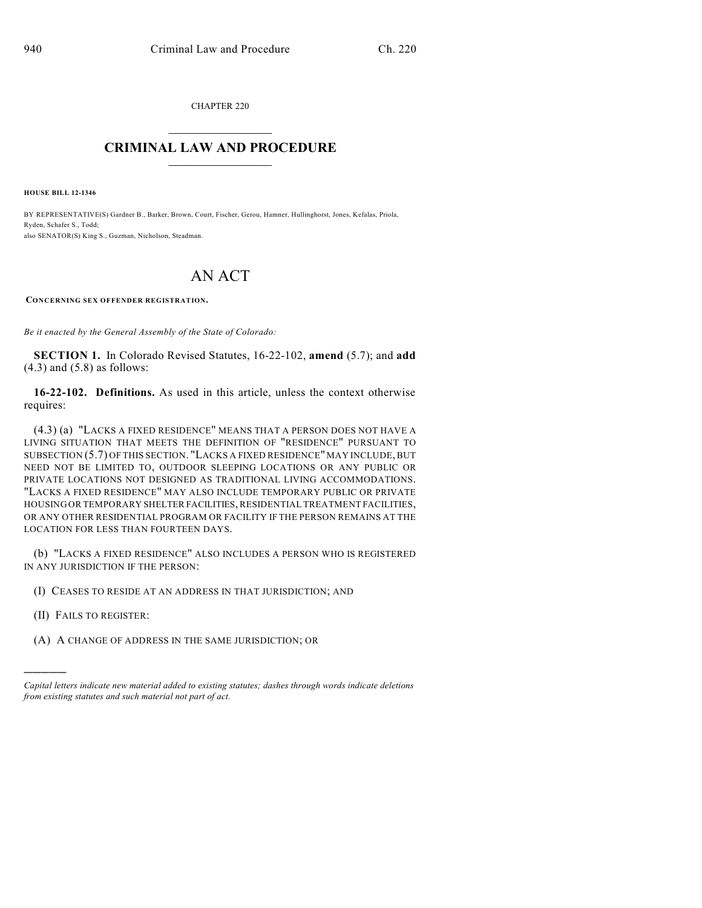CHAPTER 220

# CRIMINAL LAW AND PROCEDURE

**HOUSE BILL 12-1346**

BY REPRESENTATIVE(S) Gardner B., Barker, Brown, Court, Fischer, Gerou, Hamner, Hullinghorst, Jones, Kefalas, Priola, Ryden, Schafer S., Todd;
also SENATOR(S) King S., Guzman, Nicholson, Steadman.

# AN ACT

**CONCERNING SEX OFFENDER REGISTRATION.**

*Be it enacted by the General Assembly of the State of Colorado:*

**SECTION 1.** In Colorado Revised Statutes, 16-22-102, **amend** (5.7); and **add** (4.3) and (5.8) as follows:

**16-22-102. Definitions.** As used in this article, unless the context otherwise requires:

(4.3) (a) "LACKS A FIXED RESIDENCE" MEANS THAT A PERSON DOES NOT HAVE A LIVING SITUATION THAT MEETS THE DEFINITION OF "RESIDENCE" PURSUANT TO SUBSECTION (5.7) OF THIS SECTION. "LACKS A FIXED RESIDENCE" MAY INCLUDE, BUT NEED NOT BE LIMITED TO, OUTDOOR SLEEPING LOCATIONS OR ANY PUBLIC OR PRIVATE LOCATIONS NOT DESIGNED AS TRADITIONAL LIVING ACCOMMODATIONS. "LACKS A FIXED RESIDENCE" MAY ALSO INCLUDE TEMPORARY PUBLIC OR PRIVATE HOUSING OR TEMPORARY SHELTER FACILITIES, RESIDENTIAL TREATMENT FACILITIES, OR ANY OTHER RESIDENTIAL PROGRAM OR FACILITY IF THE PERSON REMAINS AT THE LOCATION FOR LESS THAN FOURTEEN DAYS.

(b) "LACKS A FIXED RESIDENCE" ALSO INCLUDES A PERSON WHO IS REGISTERED IN ANY JURISDICTION IF THE PERSON:

(I) CEASES TO RESIDE AT AN ADDRESS IN THAT JURISDICTION; AND

(II) FAILS TO REGISTER:

(A) A CHANGE OF ADDRESS IN THE SAME JURISDICTION; OR

---

*Capital letters indicate new material added to existing statutes; dashes through words indicate deletions from existing statutes and such material not part of act.*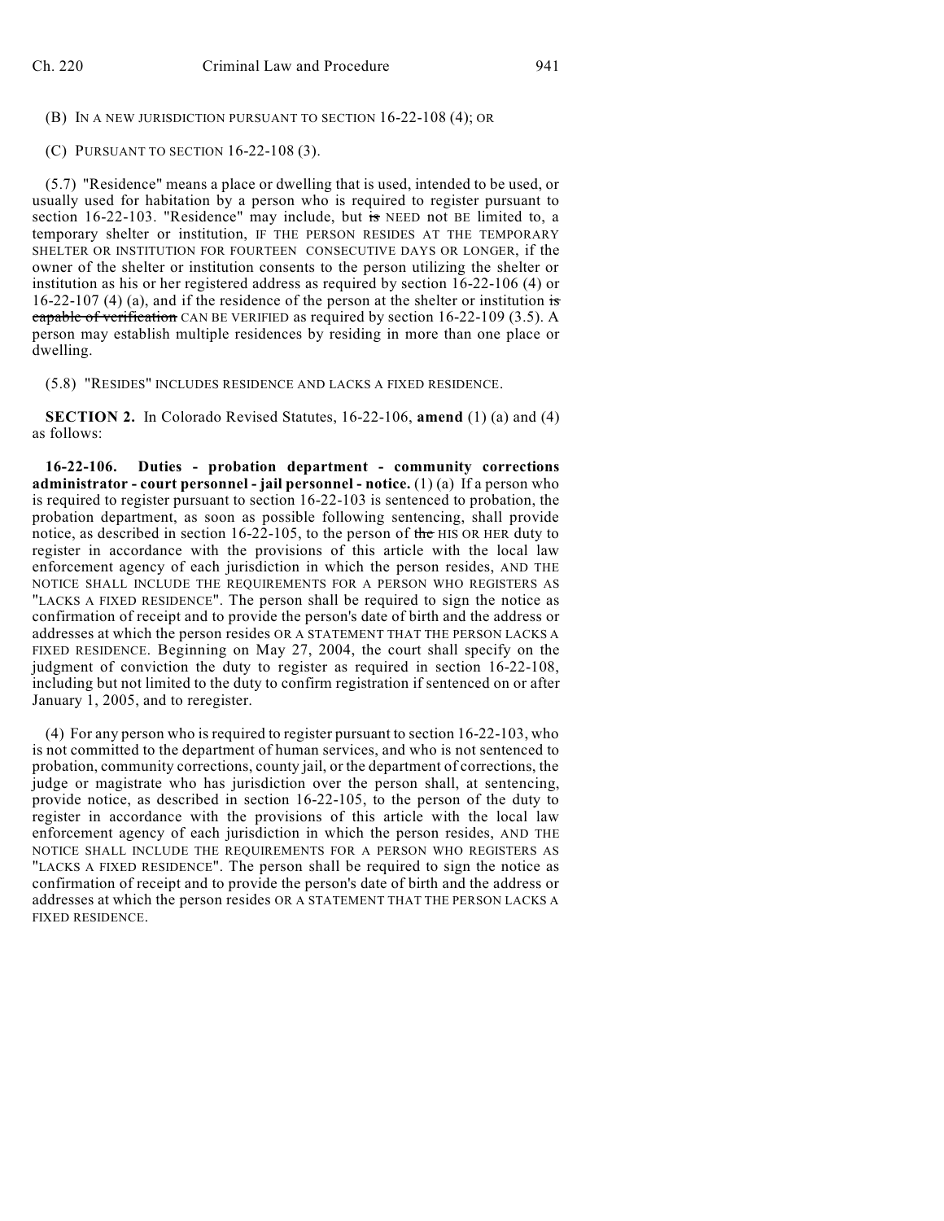(B) IN A NEW JURISDICTION PURSUANT TO SECTION 16-22-108 (4); OR

(C) PURSUANT TO SECTION 16-22-108 (3).

(5.7) "Residence" means a place or dwelling that is used, intended to be used, or usually used for habitation by a person who is required to register pursuant to section 16-22-103. "Residence" may include, but ~~is~~ NEED not BE limited to, a temporary shelter or institution, IF THE PERSON RESIDES AT THE TEMPORARY SHELTER OR INSTITUTION FOR FOURTEEN CONSECUTIVE DAYS OR LONGER, if the owner of the shelter or institution consents to the person utilizing the shelter or institution as his or her registered address as required by section 16-22-106 (4) or 16-22-107 (4) (a), and if the residence of the person at the shelter or institution ~~is capable of verification~~ CAN BE VERIFIED as required by section 16-22-109 (3.5). A person may establish multiple residences by residing in more than one place or dwelling.

(5.8) "RESIDES" INCLUDES RESIDENCE AND LACKS A FIXED RESIDENCE.

**SECTION 2.** In Colorado Revised Statutes, 16-22-106, **amend** (1) (a) and (4) as follows:

**16-22-106. Duties - probation department - community corrections administrator - court personnel - jail personnel - notice.** (1) (a) If a person who is required to register pursuant to section 16-22-103 is sentenced to probation, the probation department, as soon as possible following sentencing, shall provide notice, as described in section 16-22-105, to the person of ~~the~~ HIS OR HER duty to register in accordance with the provisions of this article with the local law enforcement agency of each jurisdiction in which the person resides, AND THE NOTICE SHALL INCLUDE THE REQUIREMENTS FOR A PERSON WHO REGISTERS AS "LACKS A FIXED RESIDENCE". The person shall be required to sign the notice as confirmation of receipt and to provide the person's date of birth and the address or addresses at which the person resides OR A STATEMENT THAT THE PERSON LACKS A FIXED RESIDENCE. Beginning on May 27, 2004, the court shall specify on the judgment of conviction the duty to register as required in section 16-22-108, including but not limited to the duty to confirm registration if sentenced on or after January 1, 2005, and to reregister.

(4) For any person who is required to register pursuant to section 16-22-103, who is not committed to the department of human services, and who is not sentenced to probation, community corrections, county jail, or the department of corrections, the judge or magistrate who has jurisdiction over the person shall, at sentencing, provide notice, as described in section 16-22-105, to the person of the duty to register in accordance with the provisions of this article with the local law enforcement agency of each jurisdiction in which the person resides, AND THE NOTICE SHALL INCLUDE THE REQUIREMENTS FOR A PERSON WHO REGISTERS AS "LACKS A FIXED RESIDENCE". The person shall be required to sign the notice as confirmation of receipt and to provide the person's date of birth and the address or addresses at which the person resides OR A STATEMENT THAT THE PERSON LACKS A FIXED RESIDENCE.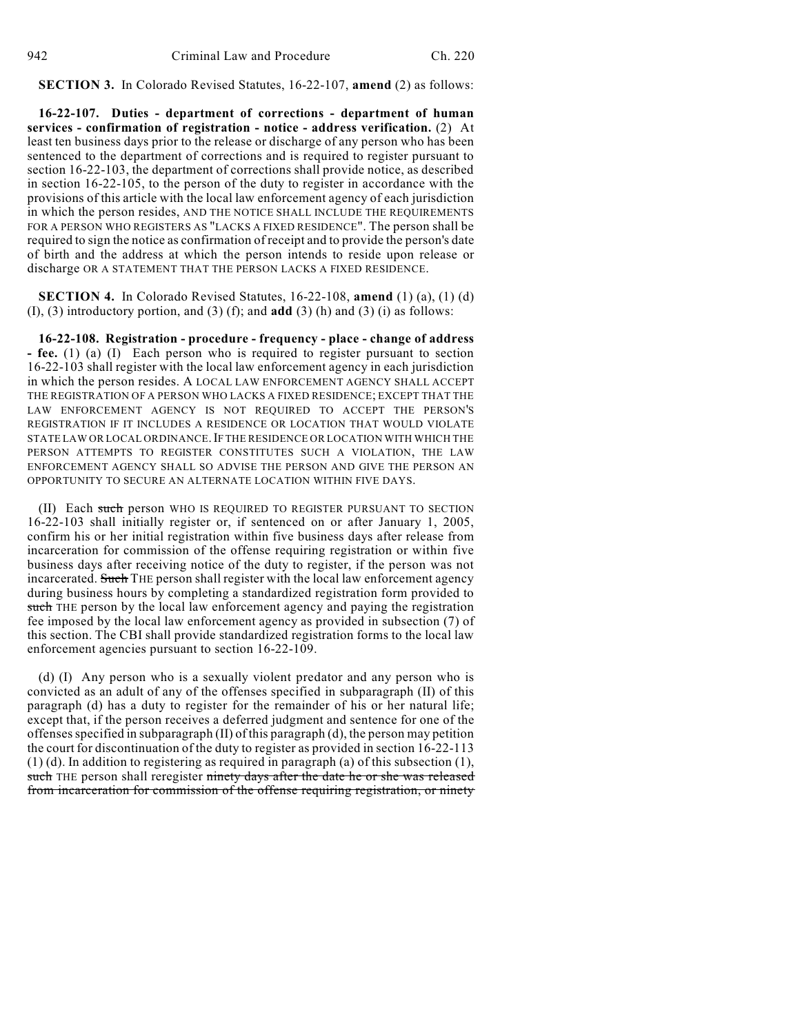**SECTION 3.** In Colorado Revised Statutes, 16-22-107, **amend** (2) as follows:

**16-22-107. Duties - department of corrections - department of human services - confirmation of registration - notice - address verification.** (2) At least ten business days prior to the release or discharge of any person who has been sentenced to the department of corrections and is required to register pursuant to section 16-22-103, the department of corrections shall provide notice, as described in section 16-22-105, to the person of the duty to register in accordance with the provisions of this article with the local law enforcement agency of each jurisdiction in which the person resides, AND THE NOTICE SHALL INCLUDE THE REQUIREMENTS FOR A PERSON WHO REGISTERS AS "LACKS A FIXED RESIDENCE". The person shall be required to sign the notice as confirmation of receipt and to provide the person's date of birth and the address at which the person intends to reside upon release or discharge OR A STATEMENT THAT THE PERSON LACKS A FIXED RESIDENCE.

**SECTION 4.** In Colorado Revised Statutes, 16-22-108, **amend** (1) (a), (1) (d) (I), (3) introductory portion, and (3) (f); and **add** (3) (h) and (3) (i) as follows:

**16-22-108. Registration - procedure - frequency - place - change of address - fee.** (1) (a) (I) Each person who is required to register pursuant to section 16-22-103 shall register with the local law enforcement agency in each jurisdiction in which the person resides. A LOCAL LAW ENFORCEMENT AGENCY SHALL ACCEPT THE REGISTRATION OF A PERSON WHO LACKS A FIXED RESIDENCE; EXCEPT THAT THE LAW ENFORCEMENT AGENCY IS NOT REQUIRED TO ACCEPT THE PERSON'S REGISTRATION IF IT INCLUDES A RESIDENCE OR LOCATION THAT WOULD VIOLATE STATE LAW OR LOCAL ORDINANCE. IF THE RESIDENCE OR LOCATION WITH WHICH THE PERSON ATTEMPTS TO REGISTER CONSTITUTES SUCH A VIOLATION, THE LAW ENFORCEMENT AGENCY SHALL SO ADVISE THE PERSON AND GIVE THE PERSON AN OPPORTUNITY TO SECURE AN ALTERNATE LOCATION WITHIN FIVE DAYS.

(II) Each ~~such~~ person WHO IS REQUIRED TO REGISTER PURSUANT TO SECTION 16-22-103 shall initially register or, if sentenced on or after January 1, 2005, confirm his or her initial registration within five business days after release from incarceration for commission of the offense requiring registration or within five business days after receiving notice of the duty to register, if the person was not incarcerated. ~~Such~~ THE person shall register with the local law enforcement agency during business hours by completing a standardized registration form provided to ~~such~~ THE person by the local law enforcement agency and paying the registration fee imposed by the local law enforcement agency as provided in subsection (7) of this section. The CBI shall provide standardized registration forms to the local law enforcement agencies pursuant to section 16-22-109.

(d) (I) Any person who is a sexually violent predator and any person who is convicted as an adult of any of the offenses specified in subparagraph (II) of this paragraph (d) has a duty to register for the remainder of his or her natural life; except that, if the person receives a deferred judgment and sentence for one of the offenses specified in subparagraph (II) of this paragraph (d), the person may petition the court for discontinuation of the duty to register as provided in section 16-22-113 (1) (d). In addition to registering as required in paragraph (a) of this subsection (1), ~~such~~ THE person shall reregister ~~ninety days after the date he or she was released from incarceration for commission of the offense requiring registration, or ninety~~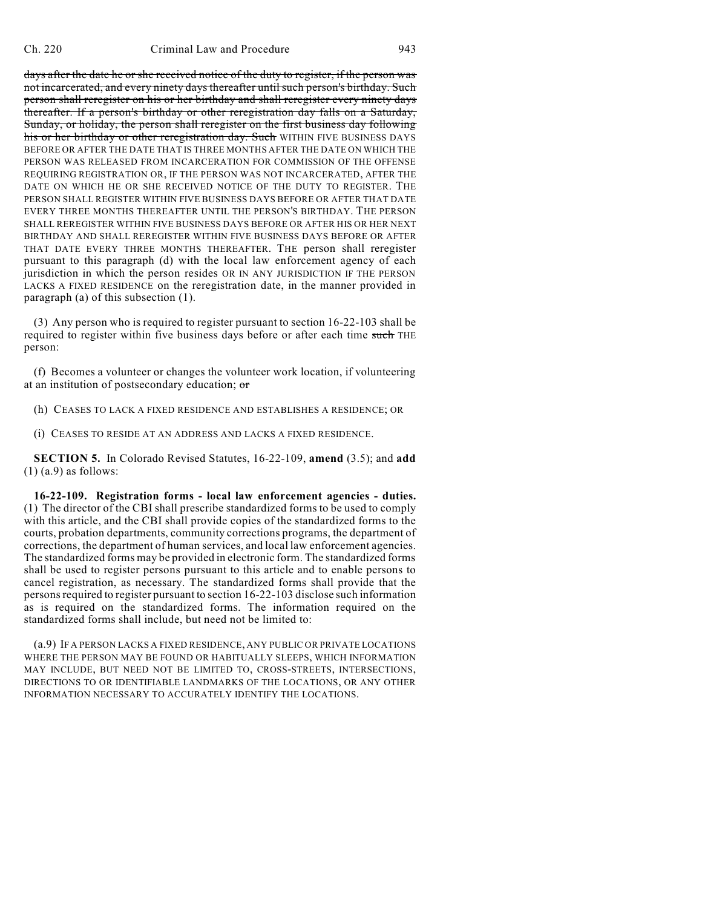~~days after the date he or she received notice of the duty to register, if the person was not incarcerated, and every ninety days thereafter until such person's birthday. Such person shall reregister on his or her birthday and shall reregister every ninety days thereafter. If a person's birthday or other reregistration day falls on a Saturday, Sunday, or holiday, the person shall reregister on the first business day following his or her birthday or other reregistration day. Such~~ WITHIN FIVE BUSINESS DAYS BEFORE OR AFTER THE DATE THAT IS THREE MONTHS AFTER THE DATE ON WHICH THE PERSON WAS RELEASED FROM INCARCERATION FOR COMMISSION OF THE OFFENSE REQUIRING REGISTRATION OR, IF THE PERSON WAS NOT INCARCERATED, AFTER THE DATE ON WHICH HE OR SHE RECEIVED NOTICE OF THE DUTY TO REGISTER. THE PERSON SHALL REGISTER WITHIN FIVE BUSINESS DAYS BEFORE OR AFTER THAT DATE EVERY THREE MONTHS THEREAFTER UNTIL THE PERSON'S BIRTHDAY. THE PERSON SHALL REREGISTER WITHIN FIVE BUSINESS DAYS BEFORE OR AFTER HIS OR HER NEXT BIRTHDAY AND SHALL REREGISTER WITHIN FIVE BUSINESS DAYS BEFORE OR AFTER THAT DATE EVERY THREE MONTHS THEREAFTER. THE person shall reregister pursuant to this paragraph (d) with the local law enforcement agency of each jurisdiction in which the person resides OR IN ANY JURISDICTION IF THE PERSON LACKS A FIXED RESIDENCE on the reregistration date, in the manner provided in paragraph (a) of this subsection (1).

(3) Any person who is required to register pursuant to section 16-22-103 shall be required to register within five business days before or after each time ~~such~~ THE person:

(f) Becomes a volunteer or changes the volunteer work location, if volunteering at an institution of postsecondary education; ~~or~~

(h) CEASES TO LACK A FIXED RESIDENCE AND ESTABLISHES A RESIDENCE; OR

(i) CEASES TO RESIDE AT AN ADDRESS AND LACKS A FIXED RESIDENCE.

**SECTION 5.** In Colorado Revised Statutes, 16-22-109, **amend** (3.5); and **add** (1) (a.9) as follows:

**16-22-109. Registration forms - local law enforcement agencies - duties.** (1) The director of the CBI shall prescribe standardized forms to be used to comply with this article, and the CBI shall provide copies of the standardized forms to the courts, probation departments, community corrections programs, the department of corrections, the department of human services, and local law enforcement agencies. The standardized forms may be provided in electronic form. The standardized forms shall be used to register persons pursuant to this article and to enable persons to cancel registration, as necessary. The standardized forms shall provide that the persons required to register pursuant to section 16-22-103 disclose such information as is required on the standardized forms. The information required on the standardized forms shall include, but need not be limited to:

(a.9) IF A PERSON LACKS A FIXED RESIDENCE, ANY PUBLIC OR PRIVATE LOCATIONS WHERE THE PERSON MAY BE FOUND OR HABITUALLY SLEEPS, WHICH INFORMATION MAY INCLUDE, BUT NEED NOT BE LIMITED TO, CROSS-STREETS, INTERSECTIONS, DIRECTIONS TO OR IDENTIFIABLE LANDMARKS OF THE LOCATIONS, OR ANY OTHER INFORMATION NECESSARY TO ACCURATELY IDENTIFY THE LOCATIONS.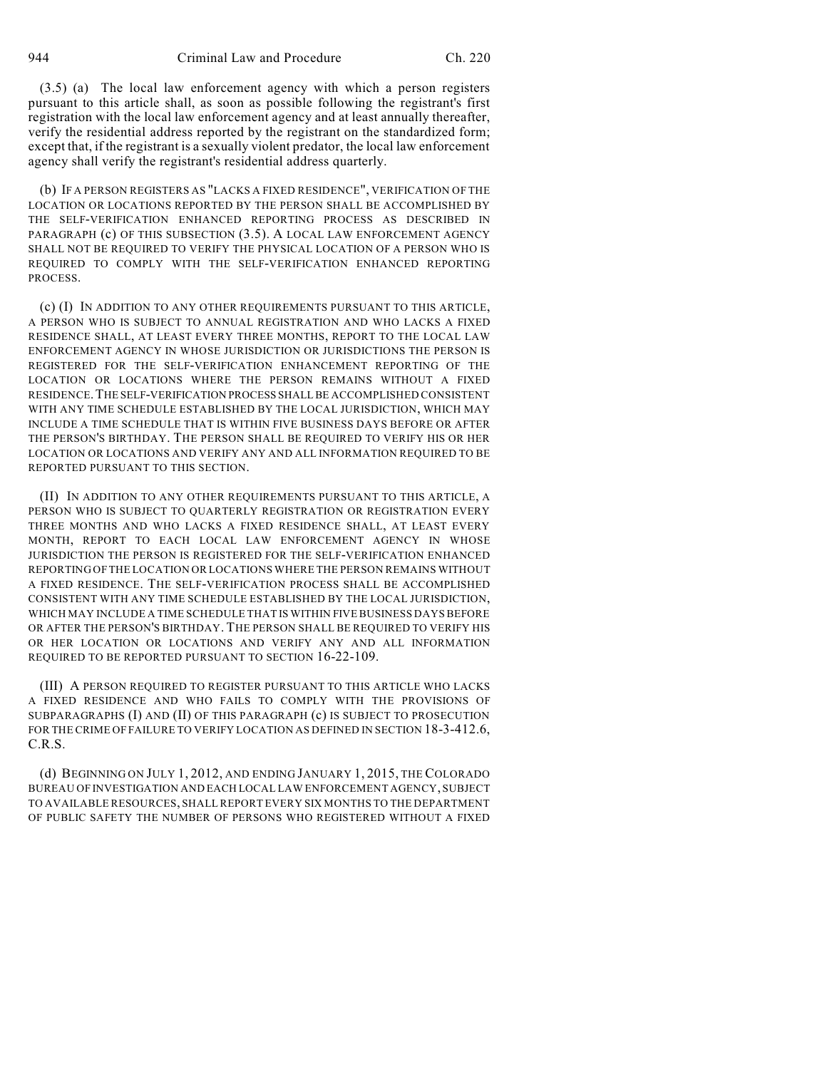(3.5) (a) The local law enforcement agency with which a person registers pursuant to this article shall, as soon as possible following the registrant's first registration with the local law enforcement agency and at least annually thereafter, verify the residential address reported by the registrant on the standardized form; except that, if the registrant is a sexually violent predator, the local law enforcement agency shall verify the registrant's residential address quarterly.

(b) IF A PERSON REGISTERS AS "LACKS A FIXED RESIDENCE", VERIFICATION OF THE LOCATION OR LOCATIONS REPORTED BY THE PERSON SHALL BE ACCOMPLISHED BY THE SELF-VERIFICATION ENHANCED REPORTING PROCESS AS DESCRIBED IN PARAGRAPH (c) OF THIS SUBSECTION (3.5). A LOCAL LAW ENFORCEMENT AGENCY SHALL NOT BE REQUIRED TO VERIFY THE PHYSICAL LOCATION OF A PERSON WHO IS REQUIRED TO COMPLY WITH THE SELF-VERIFICATION ENHANCED REPORTING PROCESS.

(c) (I) IN ADDITION TO ANY OTHER REQUIREMENTS PURSUANT TO THIS ARTICLE, A PERSON WHO IS SUBJECT TO ANNUAL REGISTRATION AND WHO LACKS A FIXED RESIDENCE SHALL, AT LEAST EVERY THREE MONTHS, REPORT TO THE LOCAL LAW ENFORCEMENT AGENCY IN WHOSE JURISDICTION OR JURISDICTIONS THE PERSON IS REGISTERED FOR THE SELF-VERIFICATION ENHANCEMENT REPORTING OF THE LOCATION OR LOCATIONS WHERE THE PERSON REMAINS WITHOUT A FIXED RESIDENCE. THE SELF-VERIFICATION PROCESS SHALL BE ACCOMPLISHED CONSISTENT WITH ANY TIME SCHEDULE ESTABLISHED BY THE LOCAL JURISDICTION, WHICH MAY INCLUDE A TIME SCHEDULE THAT IS WITHIN FIVE BUSINESS DAYS BEFORE OR AFTER THE PERSON'S BIRTHDAY. THE PERSON SHALL BE REQUIRED TO VERIFY HIS OR HER LOCATION OR LOCATIONS AND VERIFY ANY AND ALL INFORMATION REQUIRED TO BE REPORTED PURSUANT TO THIS SECTION.

(II) IN ADDITION TO ANY OTHER REQUIREMENTS PURSUANT TO THIS ARTICLE, A PERSON WHO IS SUBJECT TO QUARTERLY REGISTRATION OR REGISTRATION EVERY THREE MONTHS AND WHO LACKS A FIXED RESIDENCE SHALL, AT LEAST EVERY MONTH, REPORT TO EACH LOCAL LAW ENFORCEMENT AGENCY IN WHOSE JURISDICTION THE PERSON IS REGISTERED FOR THE SELF-VERIFICATION ENHANCED REPORTING OF THE LOCATION OR LOCATIONS WHERE THE PERSON REMAINS WITHOUT A FIXED RESIDENCE. THE SELF-VERIFICATION PROCESS SHALL BE ACCOMPLISHED CONSISTENT WITH ANY TIME SCHEDULE ESTABLISHED BY THE LOCAL JURISDICTION, WHICH MAY INCLUDE A TIME SCHEDULE THAT IS WITHIN FIVE BUSINESS DAYS BEFORE OR AFTER THE PERSON'S BIRTHDAY. THE PERSON SHALL BE REQUIRED TO VERIFY HIS OR HER LOCATION OR LOCATIONS AND VERIFY ANY AND ALL INFORMATION REQUIRED TO BE REPORTED PURSUANT TO SECTION 16-22-109.

(III) A PERSON REQUIRED TO REGISTER PURSUANT TO THIS ARTICLE WHO LACKS A FIXED RESIDENCE AND WHO FAILS TO COMPLY WITH THE PROVISIONS OF SUBPARAGRAPHS (I) AND (II) OF THIS PARAGRAPH (c) IS SUBJECT TO PROSECUTION FOR THE CRIME OF FAILURE TO VERIFY LOCATION AS DEFINED IN SECTION 18-3-412.6, C.R.S.

(d) BEGINNING ON JULY 1, 2012, AND ENDING JANUARY 1, 2015, THE COLORADO BUREAU OF INVESTIGATION AND EACH LOCAL LAW ENFORCEMENT AGENCY, SUBJECT TO AVAILABLE RESOURCES, SHALL REPORT EVERY SIX MONTHS TO THE DEPARTMENT OF PUBLIC SAFETY THE NUMBER OF PERSONS WHO REGISTERED WITHOUT A FIXED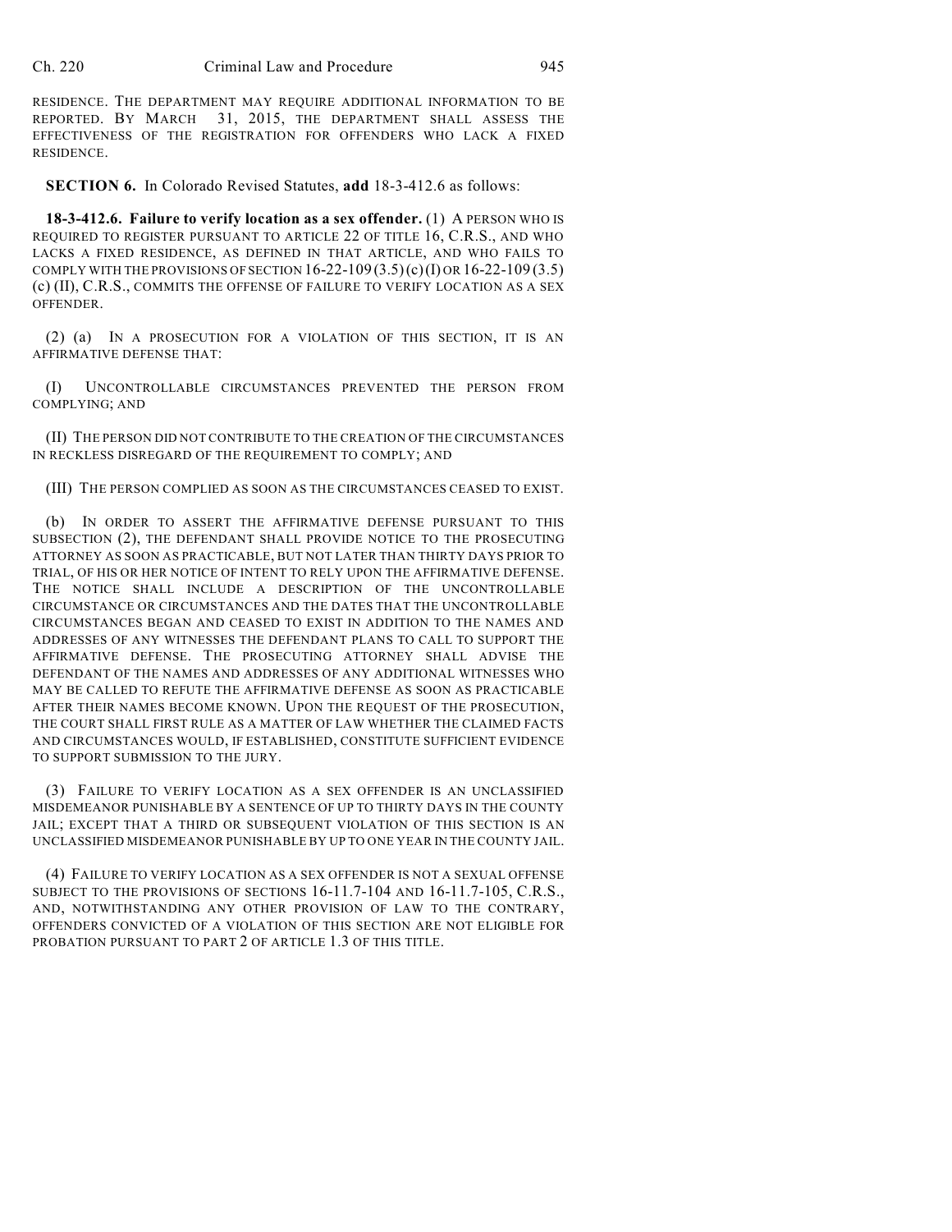RESIDENCE. THE DEPARTMENT MAY REQUIRE ADDITIONAL INFORMATION TO BE REPORTED. BY MARCH 31, 2015, THE DEPARTMENT SHALL ASSESS THE EFFECTIVENESS OF THE REGISTRATION FOR OFFENDERS WHO LACK A FIXED RESIDENCE.

**SECTION 6.** In Colorado Revised Statutes, **add** 18-3-412.6 as follows:

**18-3-412.6. Failure to verify location as a sex offender.** (1) A PERSON WHO IS REQUIRED TO REGISTER PURSUANT TO ARTICLE 22 OF TITLE 16, C.R.S., AND WHO LACKS A FIXED RESIDENCE, AS DEFINED IN THAT ARTICLE, AND WHO FAILS TO COMPLY WITH THE PROVISIONS OF SECTION 16-22-109 (3.5) (c) (I) OR 16-22-109 (3.5) (c) (II), C.R.S., COMMITS THE OFFENSE OF FAILURE TO VERIFY LOCATION AS A SEX OFFENDER.

(2) (a) IN A PROSECUTION FOR A VIOLATION OF THIS SECTION, IT IS AN AFFIRMATIVE DEFENSE THAT:

(I) UNCONTROLLABLE CIRCUMSTANCES PREVENTED THE PERSON FROM COMPLYING; AND

(II) THE PERSON DID NOT CONTRIBUTE TO THE CREATION OF THE CIRCUMSTANCES IN RECKLESS DISREGARD OF THE REQUIREMENT TO COMPLY; AND

(III) THE PERSON COMPLIED AS SOON AS THE CIRCUMSTANCES CEASED TO EXIST.

(b) IN ORDER TO ASSERT THE AFFIRMATIVE DEFENSE PURSUANT TO THIS SUBSECTION (2), THE DEFENDANT SHALL PROVIDE NOTICE TO THE PROSECUTING ATTORNEY AS SOON AS PRACTICABLE, BUT NOT LATER THAN THIRTY DAYS PRIOR TO TRIAL, OF HIS OR HER NOTICE OF INTENT TO RELY UPON THE AFFIRMATIVE DEFENSE. THE NOTICE SHALL INCLUDE A DESCRIPTION OF THE UNCONTROLLABLE CIRCUMSTANCE OR CIRCUMSTANCES AND THE DATES THAT THE UNCONTROLLABLE CIRCUMSTANCES BEGAN AND CEASED TO EXIST IN ADDITION TO THE NAMES AND ADDRESSES OF ANY WITNESSES THE DEFENDANT PLANS TO CALL TO SUPPORT THE AFFIRMATIVE DEFENSE. THE PROSECUTING ATTORNEY SHALL ADVISE THE DEFENDANT OF THE NAMES AND ADDRESSES OF ANY ADDITIONAL WITNESSES WHO MAY BE CALLED TO REFUTE THE AFFIRMATIVE DEFENSE AS SOON AS PRACTICABLE AFTER THEIR NAMES BECOME KNOWN. UPON THE REQUEST OF THE PROSECUTION, THE COURT SHALL FIRST RULE AS A MATTER OF LAW WHETHER THE CLAIMED FACTS AND CIRCUMSTANCES WOULD, IF ESTABLISHED, CONSTITUTE SUFFICIENT EVIDENCE TO SUPPORT SUBMISSION TO THE JURY.

(3) FAILURE TO VERIFY LOCATION AS A SEX OFFENDER IS AN UNCLASSIFIED MISDEMEANOR PUNISHABLE BY A SENTENCE OF UP TO THIRTY DAYS IN THE COUNTY JAIL; EXCEPT THAT A THIRD OR SUBSEQUENT VIOLATION OF THIS SECTION IS AN UNCLASSIFIED MISDEMEANOR PUNISHABLE BY UP TO ONE YEAR IN THE COUNTY JAIL.

(4) FAILURE TO VERIFY LOCATION AS A SEX OFFENDER IS NOT A SEXUAL OFFENSE SUBJECT TO THE PROVISIONS OF SECTIONS 16-11.7-104 AND 16-11.7-105, C.R.S., AND, NOTWITHSTANDING ANY OTHER PROVISION OF LAW TO THE CONTRARY, OFFENDERS CONVICTED OF A VIOLATION OF THIS SECTION ARE NOT ELIGIBLE FOR PROBATION PURSUANT TO PART 2 OF ARTICLE 1.3 OF THIS TITLE.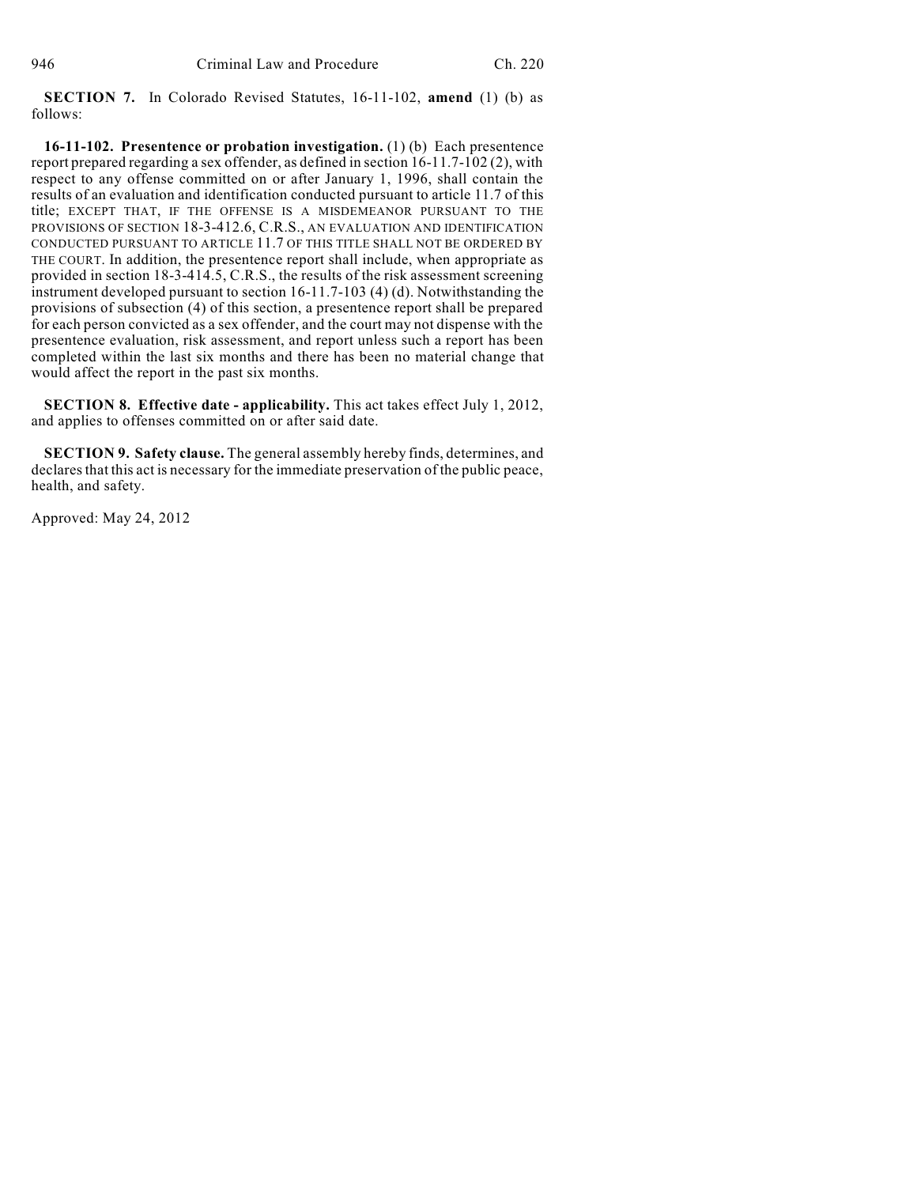**SECTION 7.** In Colorado Revised Statutes, 16-11-102, **amend** (1) (b) as follows:

**16-11-102. Presentence or probation investigation.** (1) (b) Each presentence report prepared regarding a sex offender, as defined in section 16-11.7-102 (2), with respect to any offense committed on or after January 1, 1996, shall contain the results of an evaluation and identification conducted pursuant to article 11.7 of this title; EXCEPT THAT, IF THE OFFENSE IS A MISDEMEANOR PURSUANT TO THE PROVISIONS OF SECTION 18-3-412.6, C.R.S., AN EVALUATION AND IDENTIFICATION CONDUCTED PURSUANT TO ARTICLE 11.7 OF THIS TITLE SHALL NOT BE ORDERED BY THE COURT. In addition, the presentence report shall include, when appropriate as provided in section 18-3-414.5, C.R.S., the results of the risk assessment screening instrument developed pursuant to section 16-11.7-103 (4) (d). Notwithstanding the provisions of subsection (4) of this section, a presentence report shall be prepared for each person convicted as a sex offender, and the court may not dispense with the presentence evaluation, risk assessment, and report unless such a report has been completed within the last six months and there has been no material change that would affect the report in the past six months.

**SECTION 8. Effective date - applicability.** This act takes effect July 1, 2012, and applies to offenses committed on or after said date.

**SECTION 9. Safety clause.** The general assembly hereby finds, determines, and declares that this act is necessary for the immediate preservation of the public peace, health, and safety.

Approved: May 24, 2012